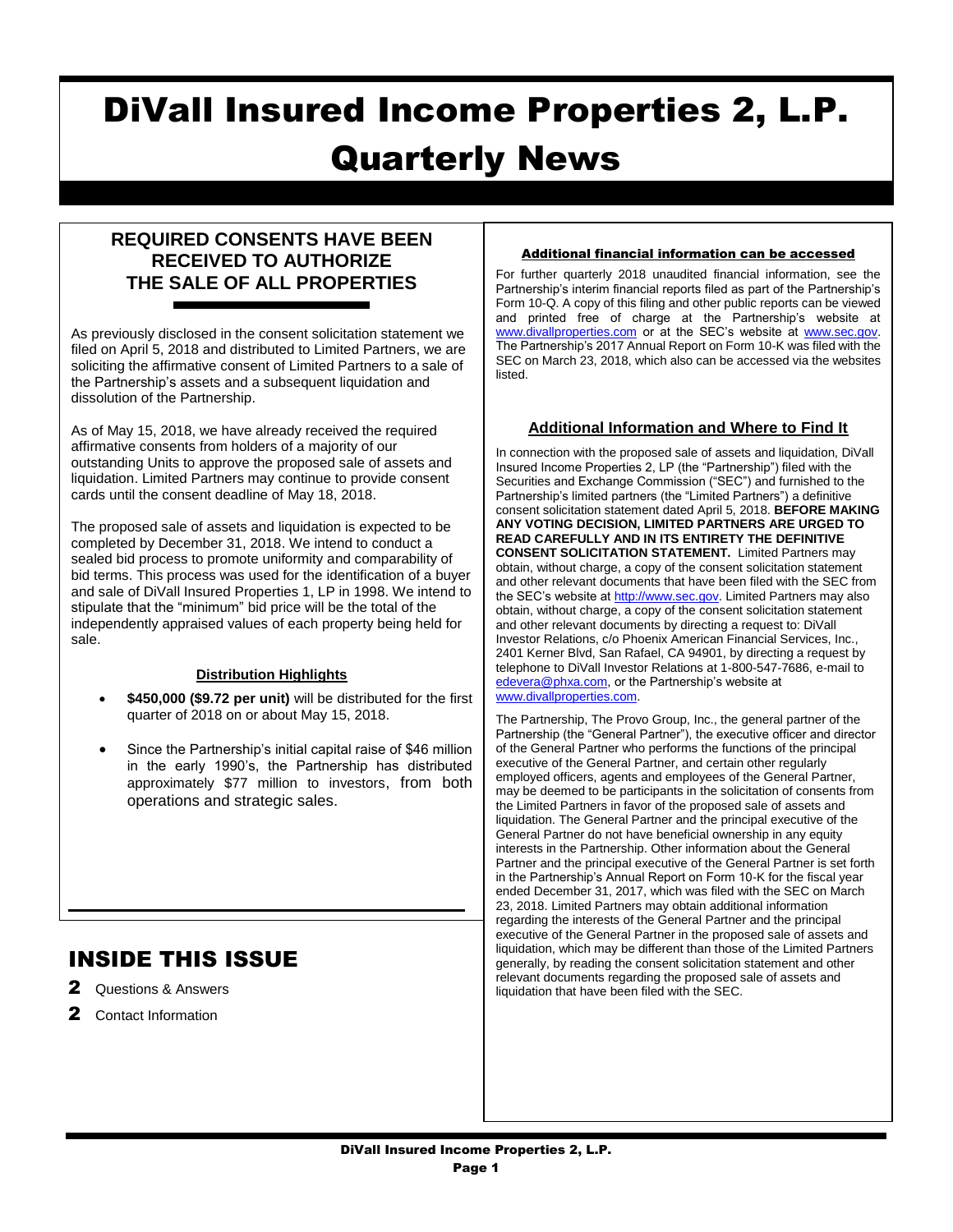# DiVall Insured Income Properties 2, L.P. Quarterly News

## REQUIRED CONSENTS HAVE BEEN RECEIVED TO AUTHORIZE THE SALE OF ALL PROPERTIES

As previously disclosed in the consent solicitation statement we filed on April 5, 2018 and distributed to Limited Partners, we are soliciting the affirmative consent of Limited Partners to a sale of the Partnership's assets and a subsequent liquidation and dissolution of the Partnership.

As of May 15, 2018, we have already received the required affirmative consents from holders of a majority of our outstanding Units to approve the proposed sale of assets and liquidation. Limited Partners may continue to provide consent cards until the consent deadline of May 18, 2018.

The proposed sale of assets and liquidation is expected to be completed by December 31, 2018. We intend to conduct a sealed bid process to promote uniformity and comparability of bid terms. This process was used for the identification of a buyer and sale of DiVall Insured Properties 1, LP in 1998. We intend to stipulate that the "minimum" bid price will be the total of the independently appraised values of each property being held for sale.

### Distribution Highlights

- **$450,000 ($9.72 per unit)** will be distributed for the first quarter of 2018 on or about May 15, 2018.
- Since the Partnership's initial capital raise of $46 million in the early 1990's, the Partnership has distributed approximately $77 million to investors, from both operations and strategic sales.

## INSIDE THIS ISSUE

**2** Questions & Answers

**2** Contact Information

### Additional financial information can be accessed

For further quarterly 2018 unaudited financial information, see the Partnership's interim financial reports filed as part of the Partnership's Form 10-Q. A copy of this filing and other public reports can be viewed and printed free of charge at the Partnership's website at www.divallproperties.com or at the SEC's website at www.sec.gov. The Partnership's 2017 Annual Report on Form 10-K was filed with the SEC on March 23, 2018, which also can be accessed via the websites listed.

### Additional Information and Where to Find It

In connection with the proposed sale of assets and liquidation, DiVall Insured Income Properties 2, LP (the "Partnership") filed with the Securities and Exchange Commission ("SEC") and furnished to the Partnership's limited partners (the "Limited Partners") a definitive consent solicitation statement dated April 5, 2018. **BEFORE MAKING ANY VOTING DECISION, LIMITED PARTNERS ARE URGED TO READ CAREFULLY AND IN ITS ENTIRETY THE DEFINITIVE CONSENT SOLICITATION STATEMENT.** Limited Partners may obtain, without charge, a copy of the consent solicitation statement and other relevant documents that have been filed with the SEC from the SEC's website at http://www.sec.gov. Limited Partners may also obtain, without charge, a copy of the consent solicitation statement and other relevant documents by directing a request to: DiVall Investor Relations, c/o Phoenix American Financial Services, Inc., 2401 Kerner Blvd, San Rafael, CA 94901, by directing a request by telephone to DiVall Investor Relations at 1-800-547-7686, e-mail to edevera@phxa.com, or the Partnership's website at www.divallproperties.com.

The Partnership, The Provo Group, Inc., the general partner of the Partnership (the "General Partner"), the executive officer and director of the General Partner who performs the functions of the principal executive of the General Partner, and certain other regularly employed officers, agents and employees of the General Partner, may be deemed to be participants in the solicitation of consents from the Limited Partners in favor of the proposed sale of assets and liquidation. The General Partner and the principal executive of the General Partner do not have beneficial ownership in any equity interests in the Partnership. Other information about the General Partner and the principal executive of the General Partner is set forth in the Partnership's Annual Report on Form 10-K for the fiscal year ended December 31, 2017, which was filed with the SEC on March 23, 2018. Limited Partners may obtain additional information regarding the interests of the General Partner and the principal executive of the General Partner in the proposed sale of assets and liquidation, which may be different than those of the Limited Partners generally, by reading the consent solicitation statement and other relevant documents regarding the proposed sale of assets and liquidation that have been filed with the SEC.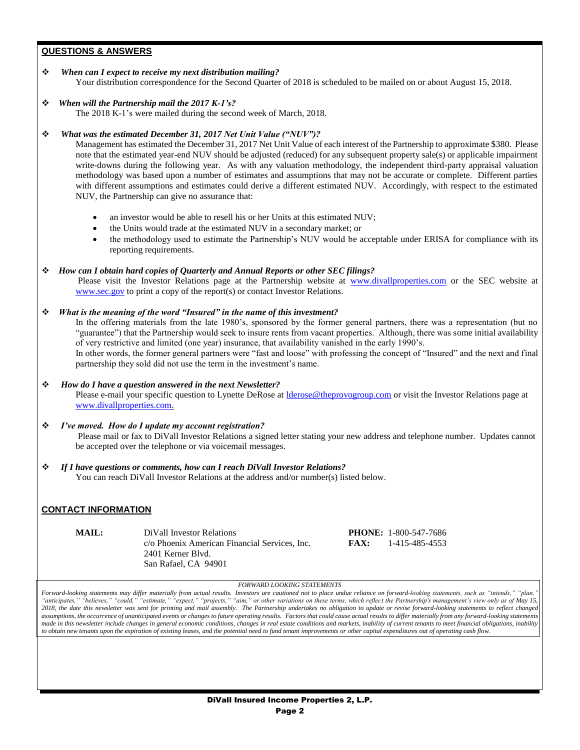## QUESTIONS & ANSWERS

- ***When can I expect to receive my next distribution mailing?***
  Your distribution correspondence for the Second Quarter of 2018 is scheduled to be mailed on or about August 15, 2018.

- ***When will the Partnership mail the 2017 K-1's?***
  The 2018 K-1's were mailed during the second week of March, 2018.

- ***What was the estimated December 31, 2017 Net Unit Value ("NUV")?***
  Management has estimated the December 31, 2017 Net Unit Value of each interest of the Partnership to approximate $380. Please note that the estimated year-end NUV should be adjusted (reduced) for any subsequent property sale(s) or applicable impairment write-downs during the following year. As with any valuation methodology, the independent third-party appraisal valuation methodology was based upon a number of estimates and assumptions that may not be accurate or complete. Different parties with different assumptions and estimates could derive a different estimated NUV. Accordingly, with respect to the estimated NUV, the Partnership can give no assurance that:

  - an investor would be able to resell his or her Units at this estimated NUV;
  - the Units would trade at the estimated NUV in a secondary market; or
  - the methodology used to estimate the Partnership's NUV would be acceptable under ERISA for compliance with its reporting requirements.

- ***How can I obtain hard copies of Quarterly and Annual Reports or other SEC filings?***
  Please visit the Investor Relations page at the Partnership website at www.divallproperties.com or the SEC website at www.sec.gov to print a copy of the report(s) or contact Investor Relations.

- ***What is the meaning of the word "Insured" in the name of this investment?***
  In the offering materials from the late 1980's, sponsored by the former general partners, there was a representation (but no "guarantee") that the Partnership would seek to insure rents from vacant properties. Although, there was some initial availability of very restrictive and limited (one year) insurance, that availability vanished in the early 1990's.
  In other words, the former general partners were "fast and loose" with professing the concept of "Insured" and the next and final partnership they sold did not use the term in the investment's name.

- ***How do I have a question answered in the next Newsletter?***
  Please e-mail your specific question to Lynette DeRose at lderose@theprovogroup.com or visit the Investor Relations page at www.divallproperties.com.

- ***I've moved. How do I update my account registration?***
  Please mail or fax to DiVall Investor Relations a signed letter stating your new address and telephone number. Updates cannot be accepted over the telephone or via voicemail messages.

- ***If I have questions or comments, how can I reach DiVall Investor Relations?***
  You can reach DiVall Investor Relations at the address and/or number(s) listed below.

## CONTACT INFORMATION

**MAIL:**
DiVall Investor Relations
c/o Phoenix American Financial Services, Inc.
2401 Kerner Blvd.
San Rafael, CA 94901

**PHONE:** 1-800-547-7686
**FAX:** 1-415-485-4553

*FORWARD LOOKING STATEMENTS*

*Forward-looking statements may differ materially from actual results. Investors are cautioned not to place undue reliance on forward-looking statements, such as "intends," "plan," "anticipates," "believes," "could," "estimate," "expect," "projects," "aim," or other variations on these terms, which reflect the Partnership's management's view only as of May 15, 2018, the date this newsletter was sent for printing and mail assembly. The Partnership undertakes no obligation to update or revise forward-looking statements to reflect changed assumptions, the occurrence of unanticipated events or changes to future operating results. Factors that could cause actual results to differ materially from any forward-looking statements made in this newsletter include changes in general economic conditions, changes in real estate conditions and markets, inability of current tenants to meet financial obligations, inability to obtain new tenants upon the expiration of existing leases, and the potential need to fund tenant improvements or other capital expenditures out of operating cash flow.*